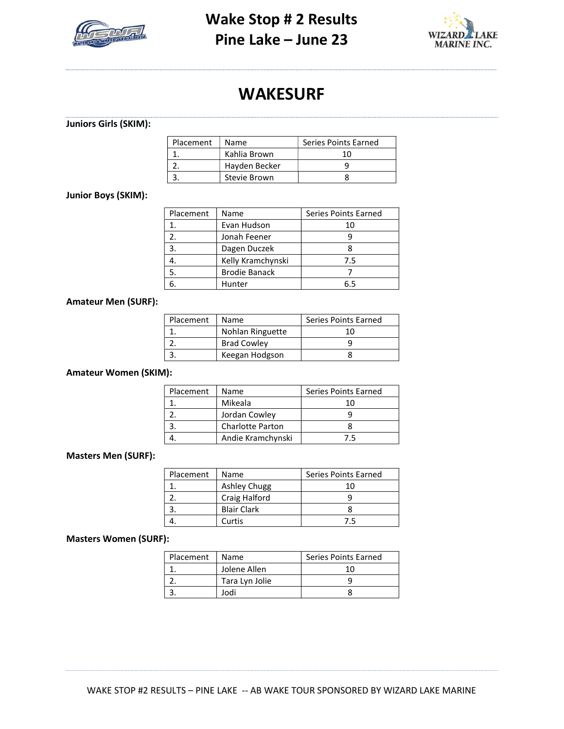# Wake Stop # 2 Results
# Pine Lake – June 23

## WAKESURF

**Juniors Girls (SKIM):**

| Placement | Name | Series Points Earned |
|---|---|---|
| 1. | Kahlia Brown | 10 |
| 2. | Hayden Becker | 9 |
| 3. | Stevie Brown | 8 |

**Junior Boys (SKIM):**

| Placement | Name | Series Points Earned |
|---|---|---|
| 1. | Evan Hudson | 10 |
| 2. | Jonah Feener | 9 |
| 3. | Dagen Duczek | 8 |
| 4. | Kelly Kramchynski | 7.5 |
| 5. | Brodie Banack | 7 |
| 6. | Hunter | 6.5 |

**Amateur Men (SURF):**

| Placement | Name | Series Points Earned |
|---|---|---|
| 1. | Nohlan Ringuette | 10 |
| 2. | Brad Cowley | 9 |
| 3. | Keegan Hodgson | 8 |

**Amateur Women (SKIM):**

| Placement | Name | Series Points Earned |
|---|---|---|
| 1. | Mikeala | 10 |
| 2. | Jordan Cowley | 9 |
| 3. | Charlotte Parton | 8 |
| 4. | Andie Kramchynski | 7.5 |

**Masters Men (SURF):**

| Placement | Name | Series Points Earned |
|---|---|---|
| 1. | Ashley Chugg | 10 |
| 2. | Craig Halford | 9 |
| 3. | Blair Clark | 8 |
| 4. | Curtis | 7.5 |

**Masters Women (SURF):**

| Placement | Name | Series Points Earned |
|---|---|---|
| 1. | Jolene Allen | 10 |
| 2. | Tara Lyn Jolie | 9 |
| 3. | Jodi | 8 |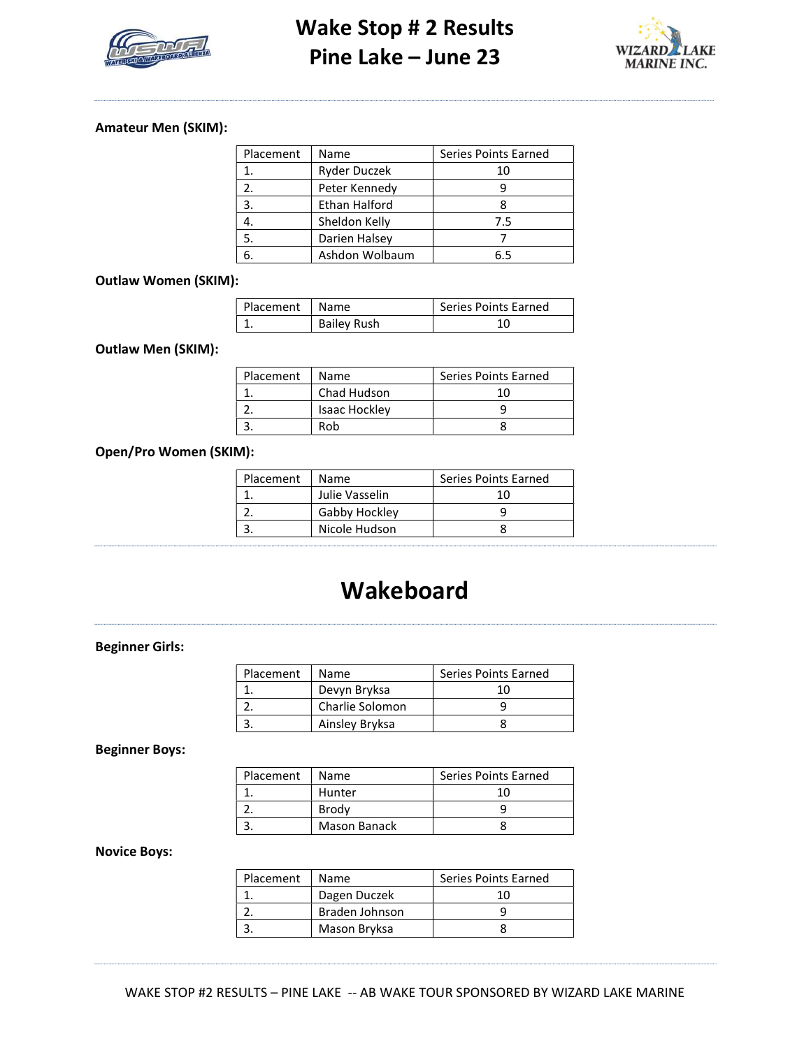# Wake Stop # 2 Results
# Pine Lake – June 23

### Amateur Men (SKIM):

| Placement | Name | Series Points Earned |
|---|---|---|
| 1. | Ryder Duczek | 10 |
| 2. | Peter Kennedy | 9 |
| 3. | Ethan Halford | 8 |
| 4. | Sheldon Kelly | 7.5 |
| 5. | Darien Halsey | 7 |
| 6. | Ashdon Wolbaum | 6.5 |

### Outlaw Women (SKIM):

| Placement | Name | Series Points Earned |
|---|---|---|
| 1. | Bailey Rush | 10 |

### Outlaw Men (SKIM):

| Placement | Name | Series Points Earned |
|---|---|---|
| 1. | Chad Hudson | 10 |
| 2. | Isaac Hockley | 9 |
| 3. | Rob | 8 |

### Open/Pro Women (SKIM):

| Placement | Name | Series Points Earned |
|---|---|---|
| 1. | Julie Vasselin | 10 |
| 2. | Gabby Hockley | 9 |
| 3. | Nicole Hudson | 8 |

## Wakeboard

### Beginner Girls:

| Placement | Name | Series Points Earned |
|---|---|---|
| 1. | Devyn Bryksa | 10 |
| 2. | Charlie Solomon | 9 |
| 3. | Ainsley Bryksa | 8 |

### Beginner Boys:

| Placement | Name | Series Points Earned |
|---|---|---|
| 1. | Hunter | 10 |
| 2. | Brody | 9 |
| 3. | Mason Banack | 8 |

### Novice Boys:

| Placement | Name | Series Points Earned |
|---|---|---|
| 1. | Dagen Duczek | 10 |
| 2. | Braden Johnson | 9 |
| 3. | Mason Bryksa | 8 |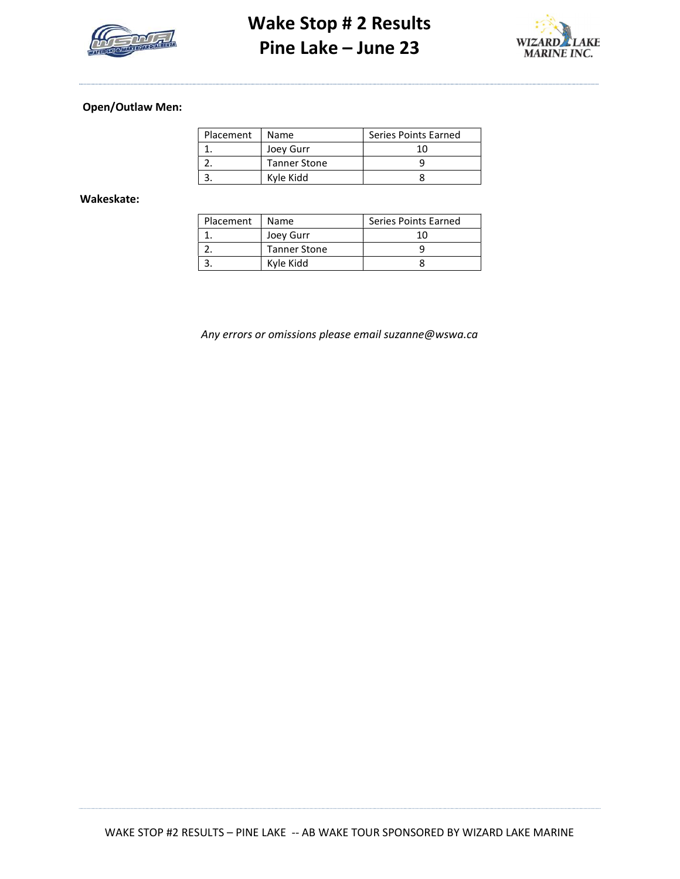# Wake Stop # 2 Results
## Pine Lake – June 23

**Open/Outlaw Men:**

| Placement | Name | Series Points Earned |
|---|---|---|
| 1. | Joey Gurr | 10 |
| 2. | Tanner Stone | 9 |
| 3. | Kyle Kidd | 8 |

**Wakeskate:**

| Placement | Name | Series Points Earned |
|---|---|---|
| 1. | Joey Gurr | 10 |
| 2. | Tanner Stone | 9 |
| 3. | Kyle Kidd | 8 |

*Any errors or omissions please email suzanne@wswa.ca*